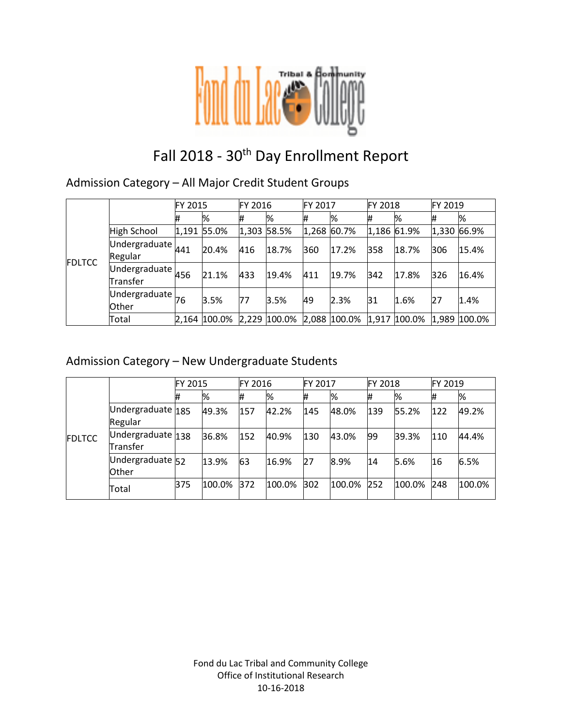# Fall 2018 - 30th Day Enrollment Report

## Admission Category – All Major Credit Student Groups

| | | FY 2015 | | FY 2016 | | FY 2017 | | FY 2018 | | FY 2019 | |
|---|---|---|---|---|---|---|---|---|---|---|---|
| | | # | % | # | % | # | % | # | % | # | % |
| FDLTCC | High School | 1,191 | 55.0% | 1,303 | 58.5% | 1,268 | 60.7% | 1,186 | 61.9% | 1,330 | 66.9% |
| | Undergraduate Regular | 441 | 20.4% | 416 | 18.7% | 360 | 17.2% | 358 | 18.7% | 306 | 15.4% |
| | Undergraduate Transfer | 456 | 21.1% | 433 | 19.4% | 411 | 19.7% | 342 | 17.8% | 326 | 16.4% |
| | Undergraduate Other | 76 | 3.5% | 77 | 3.5% | 49 | 2.3% | 31 | 1.6% | 27 | 1.4% |
| | Total | 2,164 | 100.0% | 2,229 | 100.0% | 2,088 | 100.0% | 1,917 | 100.0% | 1,989 | 100.0% |

## Admission Category – New Undergraduate Students

| | | FY 2015 | | FY 2016 | | FY 2017 | | FY 2018 | | FY 2019 | |
|---|---|---|---|---|---|---|---|---|---|---|---|
| | | # | % | # | % | # | % | # | % | # | % |
| FDLTCC | Undergraduate Regular | 185 | 49.3% | 157 | 42.2% | 145 | 48.0% | 139 | 55.2% | 122 | 49.2% |
| | Undergraduate Transfer | 138 | 36.8% | 152 | 40.9% | 130 | 43.0% | 99 | 39.3% | 110 | 44.4% |
| | Undergraduate Other | 52 | 13.9% | 63 | 16.9% | 27 | 8.9% | 14 | 5.6% | 16 | 6.5% |
| | Total | 375 | 100.0% | 372 | 100.0% | 302 | 100.0% | 252 | 100.0% | 248 | 100.0% |

Fond du Lac Tribal and Community College
Office of Institutional Research
10-16-2018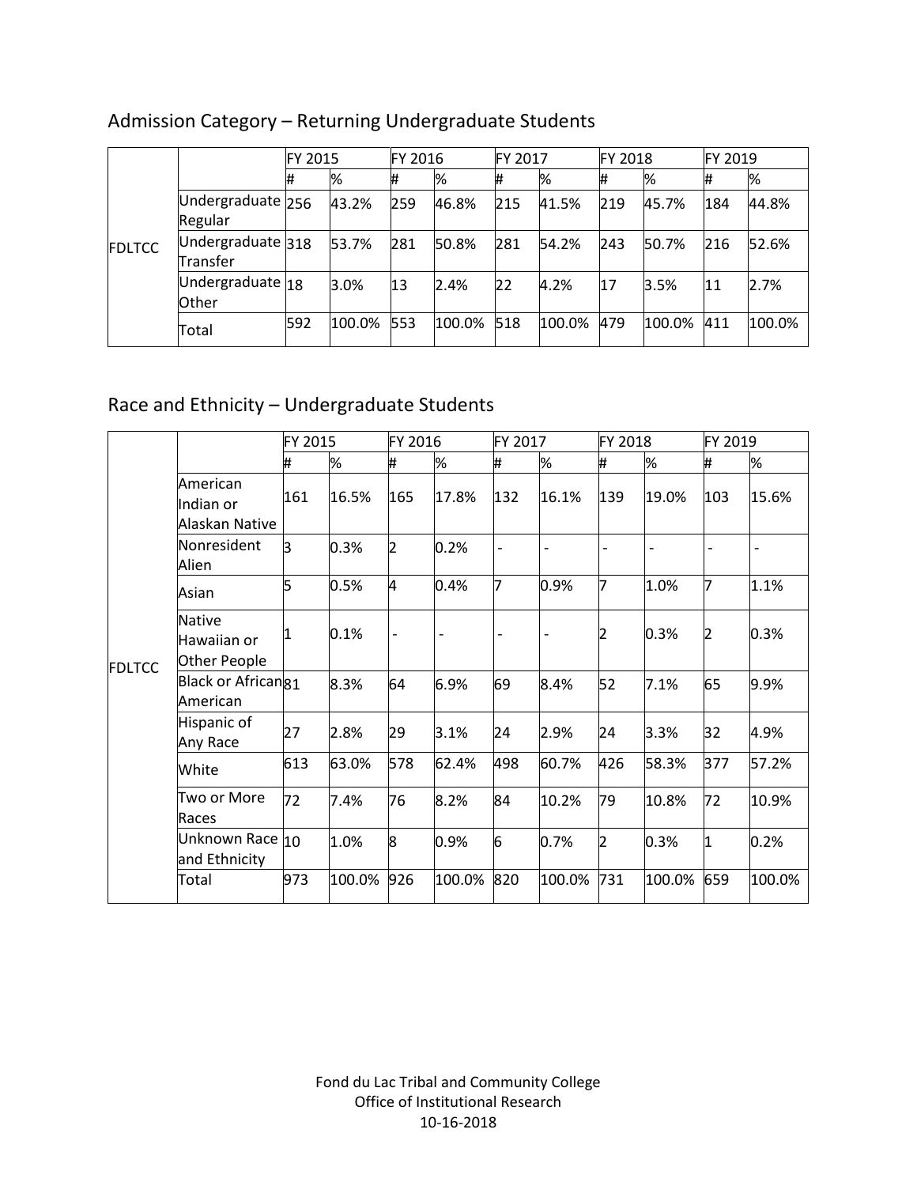## Admission Category – Returning Undergraduate Students

| | | FY 2015 | | FY 2016 | | FY 2017 | | FY 2018 | | FY 2019 | |
|---|---|---|---|---|---|---|---|---|---|---|---|
| | | # | % | # | % | # | % | # | % | # | % |
| FDLTCC | Undergraduate Regular | 256 | 43.2% | 259 | 46.8% | 215 | 41.5% | 219 | 45.7% | 184 | 44.8% |
| | Undergraduate Transfer | 318 | 53.7% | 281 | 50.8% | 281 | 54.2% | 243 | 50.7% | 216 | 52.6% |
| | Undergraduate Other | 18 | 3.0% | 13 | 2.4% | 22 | 4.2% | 17 | 3.5% | 11 | 2.7% |
| | Total | 592 | 100.0% | 553 | 100.0% | 518 | 100.0% | 479 | 100.0% | 411 | 100.0% |

## Race and Ethnicity – Undergraduate Students

| | | FY 2015 | | FY 2016 | | FY 2017 | | FY 2018 | | FY 2019 | |
|---|---|---|---|---|---|---|---|---|---|---|---|
| | | # | % | # | % | # | % | # | % | # | % |
| FDLTCC | American Indian or Alaskan Native | 161 | 16.5% | 165 | 17.8% | 132 | 16.1% | 139 | 19.0% | 103 | 15.6% |
| | Nonresident Alien | 3 | 0.3% | 2 | 0.2% | - | - | - | - | - | - |
| | Asian | 5 | 0.5% | 4 | 0.4% | 7 | 0.9% | 7 | 1.0% | 7 | 1.1% |
| | Native Hawaiian or Other People | 1 | 0.1% | - | - | - | - | 2 | 0.3% | 2 | 0.3% |
| | Black or African American | 81 | 8.3% | 64 | 6.9% | 69 | 8.4% | 52 | 7.1% | 65 | 9.9% |
| | Hispanic of Any Race | 27 | 2.8% | 29 | 3.1% | 24 | 2.9% | 24 | 3.3% | 32 | 4.9% |
| | White | 613 | 63.0% | 578 | 62.4% | 498 | 60.7% | 426 | 58.3% | 377 | 57.2% |
| | Two or More Races | 72 | 7.4% | 76 | 8.2% | 84 | 10.2% | 79 | 10.8% | 72 | 10.9% |
| | Unknown Race and Ethnicity | 10 | 1.0% | 8 | 0.9% | 6 | 0.7% | 2 | 0.3% | 1 | 0.2% |
| | Total | 973 | 100.0% | 926 | 100.0% | 820 | 100.0% | 731 | 100.0% | 659 | 100.0% |

Fond du Lac Tribal and Community College
Office of Institutional Research
10-16-2018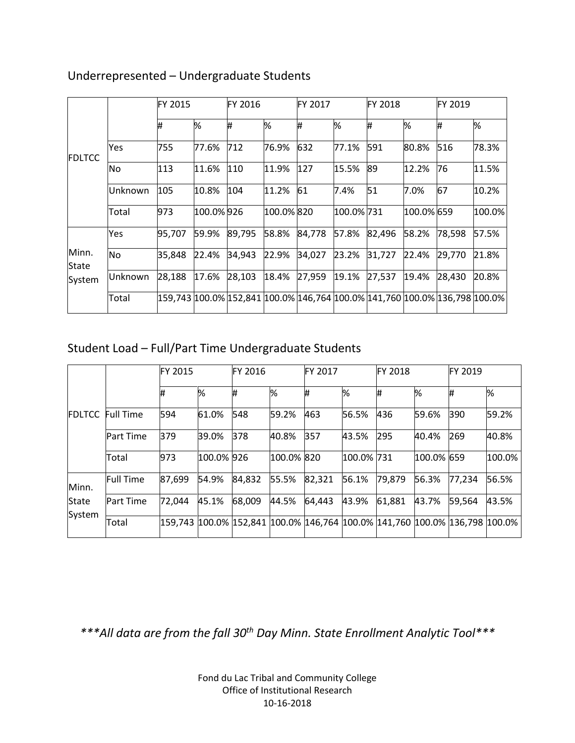## Underrepresented – Undergraduate Students

| | | FY 2015 | | FY 2016 | | FY 2017 | | FY 2018 | | FY 2019 | |
|---|---|---|---|---|---|---|---|---|---|---|---|
| | | # | % | # | % | # | % | # | % | # | % |
| FDLTCC | Yes | 755 | 77.6% | 712 | 76.9% | 632 | 77.1% | 591 | 80.8% | 516 | 78.3% |
| | No | 113 | 11.6% | 110 | 11.9% | 127 | 15.5% | 89 | 12.2% | 76 | 11.5% |
| | Unknown | 105 | 10.8% | 104 | 11.2% | 61 | 7.4% | 51 | 7.0% | 67 | 10.2% |
| | Total | 973 | 100.0% | 926 | 100.0% | 820 | 100.0% | 731 | 100.0% | 659 | 100.0% |
| Minn. State System | Yes | 95,707 | 59.9% | 89,795 | 58.8% | 84,778 | 57.8% | 82,496 | 58.2% | 78,598 | 57.5% |
| | No | 35,848 | 22.4% | 34,943 | 22.9% | 34,027 | 23.2% | 31,727 | 22.4% | 29,770 | 21.8% |
| | Unknown | 28,188 | 17.6% | 28,103 | 18.4% | 27,959 | 19.1% | 27,537 | 19.4% | 28,430 | 20.8% |
| | Total | 159,743 | 100.0% | 152,841 | 100.0% | 146,764 | 100.0% | 141,760 | 100.0% | 136,798 | 100.0% |

## Student Load – Full/Part Time Undergraduate Students

| | | FY 2015 | | FY 2016 | | FY 2017 | | FY 2018 | | FY 2019 | |
|---|---|---|---|---|---|---|---|---|---|---|---|
| | | # | % | # | % | # | % | # | % | # | % |
| FDLTCC | Full Time | 594 | 61.0% | 548 | 59.2% | 463 | 56.5% | 436 | 59.6% | 390 | 59.2% |
| | Part Time | 379 | 39.0% | 378 | 40.8% | 357 | 43.5% | 295 | 40.4% | 269 | 40.8% |
| | Total | 973 | 100.0% | 926 | 100.0% | 820 | 100.0% | 731 | 100.0% | 659 | 100.0% |
| Minn. State System | Full Time | 87,699 | 54.9% | 84,832 | 55.5% | 82,321 | 56.1% | 79,879 | 56.3% | 77,234 | 56.5% |
| | Part Time | 72,044 | 45.1% | 68,009 | 44.5% | 64,443 | 43.9% | 61,881 | 43.7% | 59,564 | 43.5% |
| | Total | 159,743 | 100.0% | 152,841 | 100.0% | 146,764 | 100.0% | 141,760 | 100.0% | 136,798 | 100.0% |

***All data are from the fall 30th Day Minn. State Enrollment Analytic Tool***

Fond du Lac Tribal and Community College
Office of Institutional Research
10-16-2018